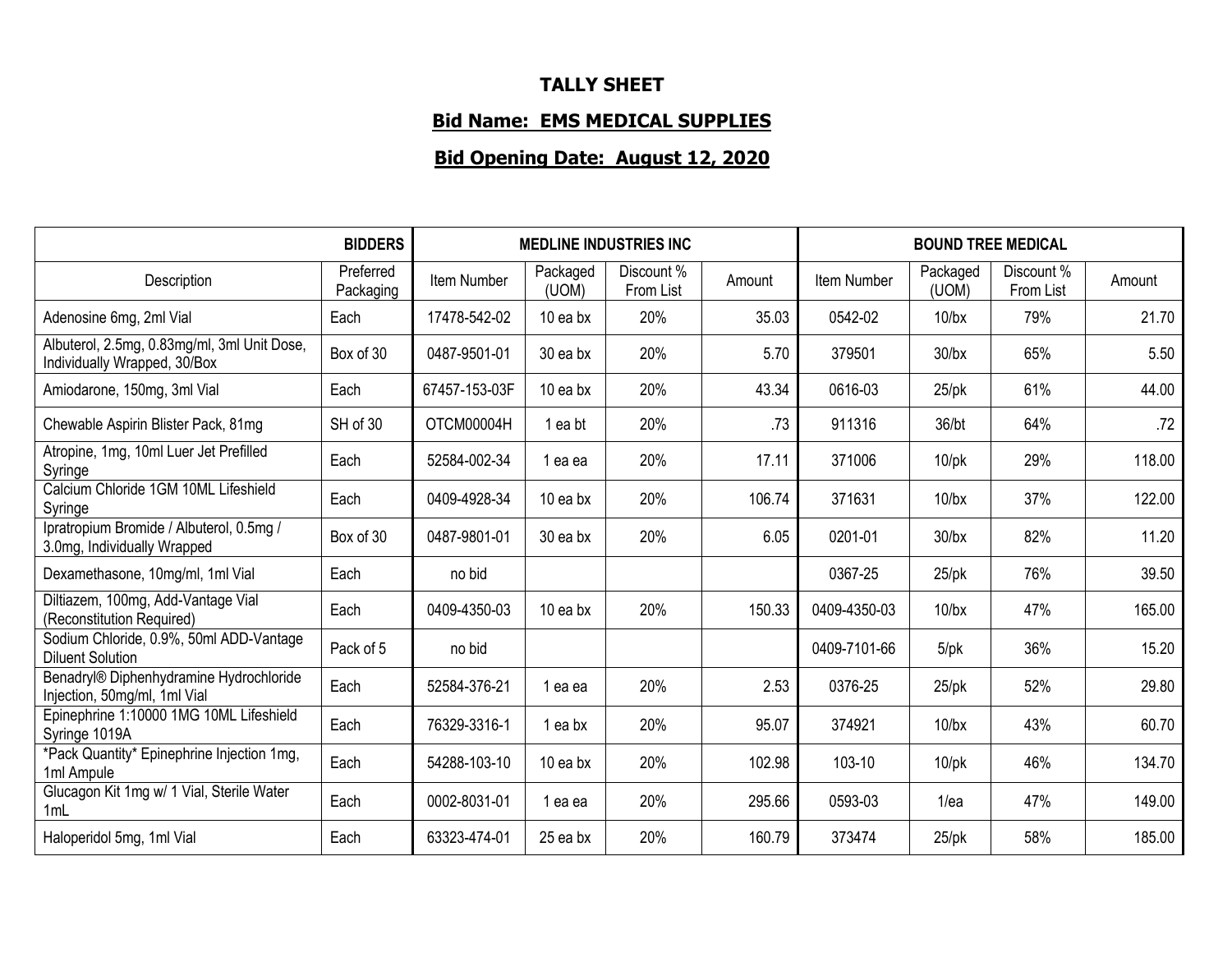# TALLY SHEET

## Bid Name: EMS MEDICAL SUPPLIES

## Bid Opening Date: August 12, 2020

| BIDDERS | | MEDLINE INDUSTRIES INC | | | | BOUND TREE MEDICAL | | | |
|---|---|---|---|---|---|---|---|---|---|
| Description | Preferred Packaging | Item Number | Packaged (UOM) | Discount % From List | Amount | Item Number | Packaged (UOM) | Discount % From List | Amount |
| Adenosine 6mg, 2ml Vial | Each | 17478-542-02 | 10 ea bx | 20% | 35.03 | 0542-02 | 10/bx | 79% | 21.70 |
| Albuterol, 2.5mg, 0.83mg/ml, 3ml Unit Dose, Individually Wrapped, 30/Box | Box of 30 | 0487-9501-01 | 30 ea bx | 20% | 5.70 | 379501 | 30/bx | 65% | 5.50 |
| Amiodarone, 150mg, 3ml Vial | Each | 67457-153-03F | 10 ea bx | 20% | 43.34 | 0616-03 | 25/pk | 61% | 44.00 |
| Chewable Aspirin Blister Pack, 81mg | SH of 30 | OTCM00004H | 1 ea bt | 20% | .73 | 911316 | 36/bt | 64% | .72 |
| Atropine, 1mg, 10ml Luer Jet Prefilled Syringe | Each | 52584-002-34 | 1 ea ea | 20% | 17.11 | 371006 | 10/pk | 29% | 118.00 |
| Calcium Chloride 1GM 10ML Lifeshield Syringe | Each | 0409-4928-34 | 10 ea bx | 20% | 106.74 | 371631 | 10/bx | 37% | 122.00 |
| Ipratropium Bromide / Albuterol, 0.5mg / 3.0mg, Individually Wrapped | Box of 30 | 0487-9801-01 | 30 ea bx | 20% | 6.05 | 0201-01 | 30/bx | 82% | 11.20 |
| Dexamethasone, 10mg/ml, 1ml Vial | Each | no bid | | | | 0367-25 | 25/pk | 76% | 39.50 |
| Diltiazem, 100mg, Add-Vantage Vial (Reconstitution Required) | Each | 0409-4350-03 | 10 ea bx | 20% | 150.33 | 0409-4350-03 | 10/bx | 47% | 165.00 |
| Sodium Chloride, 0.9%, 50ml ADD-Vantage Diluent Solution | Pack of 5 | no bid | | | | 0409-7101-66 | 5/pk | 36% | 15.20 |
| Benadryl® Diphenhydramine Hydrochloride Injection, 50mg/ml, 1ml Vial | Each | 52584-376-21 | 1 ea ea | 20% | 2.53 | 0376-25 | 25/pk | 52% | 29.80 |
| Epinephrine 1:10000 1MG 10ML Lifeshield Syringe 1019A | Each | 76329-3316-1 | 1 ea bx | 20% | 95.07 | 374921 | 10/bx | 43% | 60.70 |
| *Pack Quantity* Epinephrine Injection 1mg, 1ml Ampule | Each | 54288-103-10 | 10 ea bx | 20% | 102.98 | 103-10 | 10/pk | 46% | 134.70 |
| Glucagon Kit 1mg w/ 1 Vial, Sterile Water 1mL | Each | 0002-8031-01 | 1 ea ea | 20% | 295.66 | 0593-03 | 1/ea | 47% | 149.00 |
| Haloperidol 5mg, 1ml Vial | Each | 63323-474-01 | 25 ea bx | 20% | 160.79 | 373474 | 25/pk | 58% | 185.00 |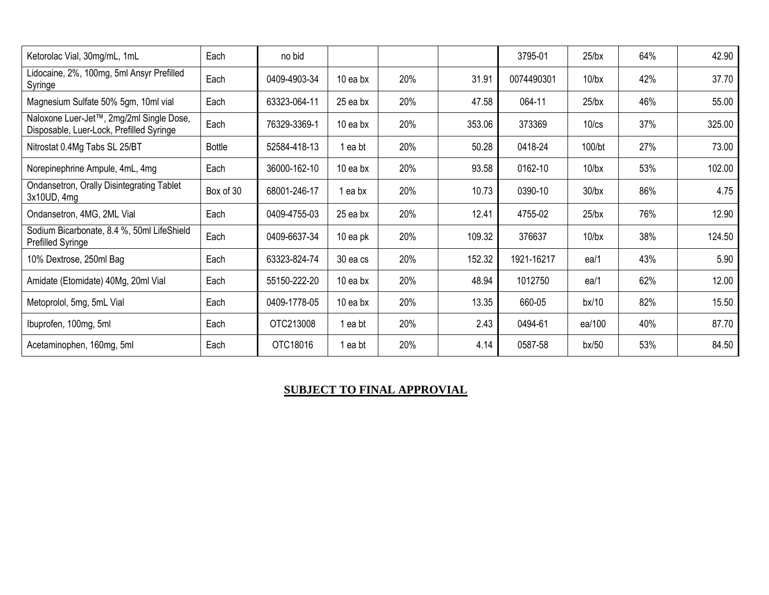| | | | | | | | | | |
|---|---|---|---|---|---|---|---|---|---|
| Ketorolac Vial, 30mg/mL, 1mL | Each | no bid | | | | 3795-01 | 25/bx | 64% | 42.90 |
| Lidocaine, 2%, 100mg, 5ml Ansyr Prefilled Syringe | Each | 0409-4903-34 | 10 ea bx | 20% | 31.91 | 0074490301 | 10/bx | 42% | 37.70 |
| Magnesium Sulfate 50% 5gm, 10ml vial | Each | 63323-064-11 | 25 ea bx | 20% | 47.58 | 064-11 | 25/bx | 46% | 55.00 |
| Naloxone Luer-Jet™, 2mg/2ml Single Dose, Disposable, Luer-Lock, Prefilled Syringe | Each | 76329-3369-1 | 10 ea bx | 20% | 353.06 | 373369 | 10/cs | 37% | 325.00 |
| Nitrostat 0.4Mg Tabs SL 25/BT | Bottle | 52584-418-13 | 1 ea bt | 20% | 50.28 | 0418-24 | 100/bt | 27% | 73.00 |
| Norepinephrine Ampule, 4mL, 4mg | Each | 36000-162-10 | 10 ea bx | 20% | 93.58 | 0162-10 | 10/bx | 53% | 102.00 |
| Ondansetron, Orally Disintegrating Tablet 3x10UD, 4mg | Box of 30 | 68001-246-17 | 1 ea bx | 20% | 10.73 | 0390-10 | 30/bx | 86% | 4.75 |
| Ondansetron, 4MG, 2ML Vial | Each | 0409-4755-03 | 25 ea bx | 20% | 12.41 | 4755-02 | 25/bx | 76% | 12.90 |
| Sodium Bicarbonate, 8.4 %, 50ml LifeShield Prefilled Syringe | Each | 0409-6637-34 | 10 ea pk | 20% | 109.32 | 376637 | 10/bx | 38% | 124.50 |
| 10% Dextrose, 250ml Bag | Each | 63323-824-74 | 30 ea cs | 20% | 152.32 | 1921-16217 | ea/1 | 43% | 5.90 |
| Amidate (Etomidate) 40Mg, 20ml Vial | Each | 55150-222-20 | 10 ea bx | 20% | 48.94 | 1012750 | ea/1 | 62% | 12.00 |
| Metoprolol, 5mg, 5mL Vial | Each | 0409-1778-05 | 10 ea bx | 20% | 13.35 | 660-05 | bx/10 | 82% | 15.50 |
| Ibuprofen, 100mg, 5ml | Each | OTC213008 | 1 ea bt | 20% | 2.43 | 0494-61 | ea/100 | 40% | 87.70 |
| Acetaminophen, 160mg, 5ml | Each | OTC18016 | 1 ea bt | 20% | 4.14 | 0587-58 | bx/50 | 53% | 84.50 |

**SUBJECT TO FINAL APPROVIAL**